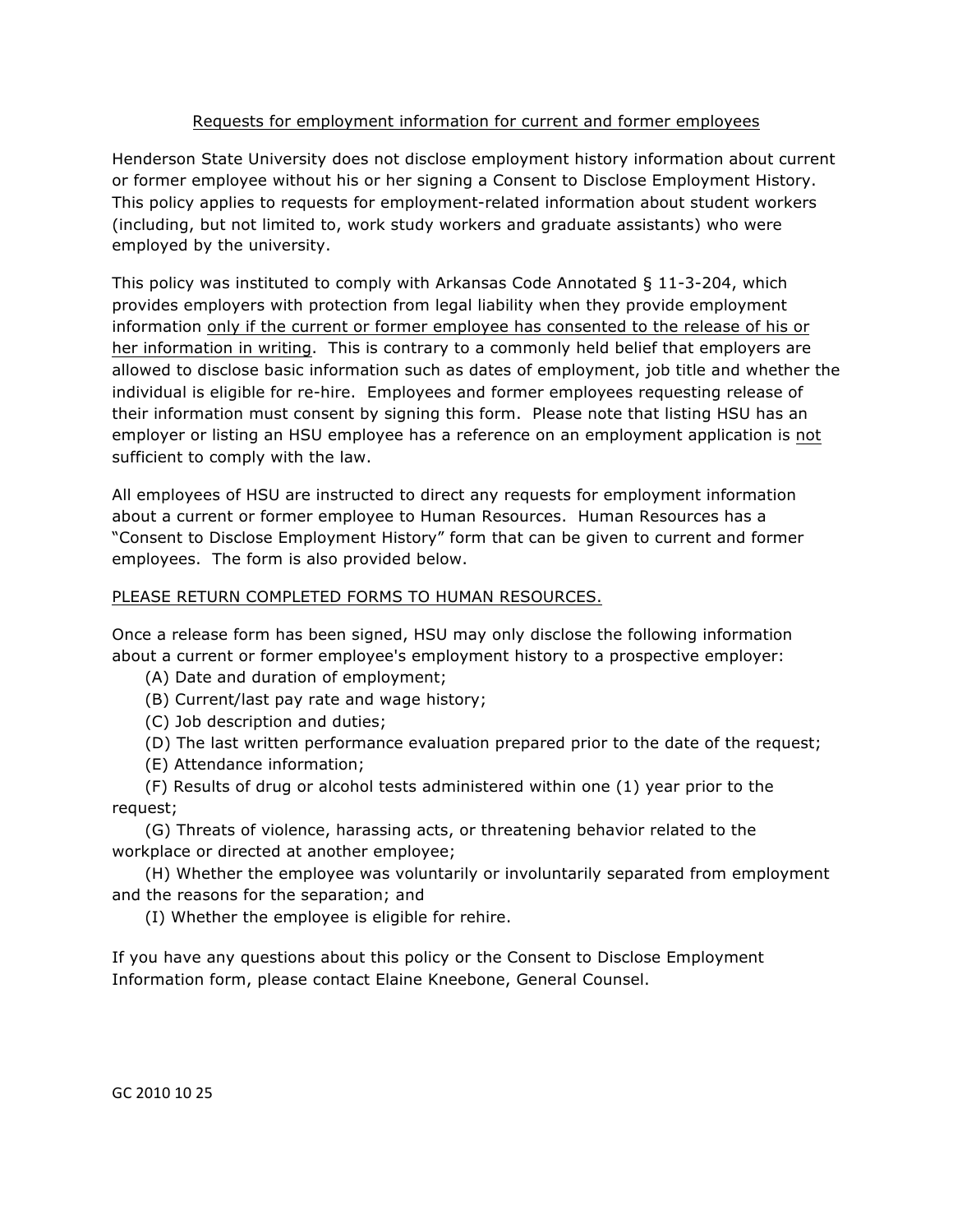## Requests for employment information for current and former employees

Henderson State University does not disclose employment history information about current or former employee without his or her signing a Consent to Disclose Employment History. This policy applies to requests for employment-related information about student workers (including, but not limited to, work study workers and graduate assistants) who were employed by the university.

This policy was instituted to comply with Arkansas Code Annotated § 11-3-204, which provides employers with protection from legal liability when they provide employment information only if the current or former employee has consented to the release of his or her information in writing. This is contrary to a commonly held belief that employers are allowed to disclose basic information such as dates of employment, job title and whether the individual is eligible for re-hire. Employees and former employees requesting release of their information must consent by signing this form. Please note that listing HSU has an employer or listing an HSU employee has a reference on an employment application is not sufficient to comply with the law.

All employees of HSU are instructed to direct any requests for employment information about a current or former employee to Human Resources. Human Resources has a "Consent to Disclose Employment History" form that can be given to current and former employees. The form is also provided below.

PLEASE RETURN COMPLETED FORMS TO HUMAN RESOURCES.

Once a release form has been signed, HSU may only disclose the following information about a current or former employee's employment history to a prospective employer:

(A) Date and duration of employment;

(B) Current/last pay rate and wage history;

(C) Job description and duties;

(D) The last written performance evaluation prepared prior to the date of the request;

(E) Attendance information;

(F) Results of drug or alcohol tests administered within one (1) year prior to the request;

(G) Threats of violence, harassing acts, or threatening behavior related to the workplace or directed at another employee;

(H) Whether the employee was voluntarily or involuntarily separated from employment and the reasons for the separation; and

(I) Whether the employee is eligible for rehire.

If you have any questions about this policy or the Consent to Disclose Employment Information form, please contact Elaine Kneebone, General Counsel.

GC 2010 10 25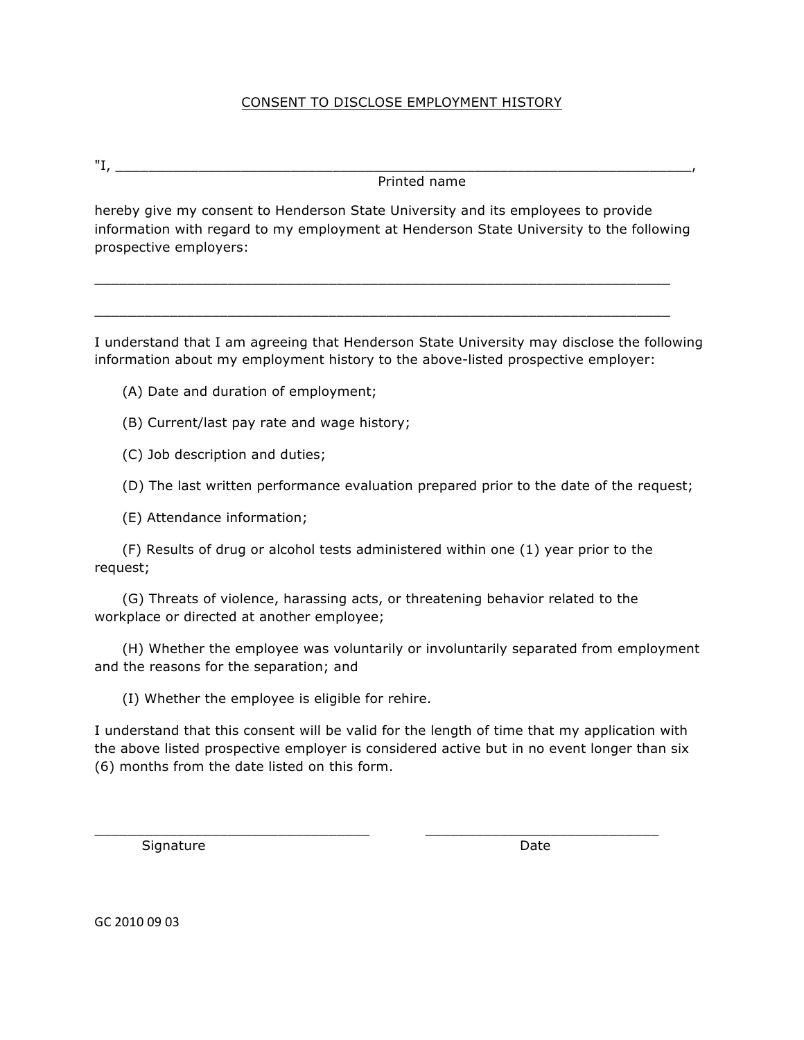# CONSENT TO DISCLOSE EMPLOYMENT HISTORY

"I, ______________________________________________________________________,
Printed name

hereby give my consent to Henderson State University and its employees to provide information with regard to my employment at Henderson State University to the following prospective employers:

______________________________________________________________________

______________________________________________________________________

I understand that I am agreeing that Henderson State University may disclose the following information about my employment history to the above-listed prospective employer:

(A) Date and duration of employment;

(B) Current/last pay rate and wage history;

(C) Job description and duties;

(D) The last written performance evaluation prepared prior to the date of the request;

(E) Attendance information;

(F) Results of drug or alcohol tests administered within one (1) year prior to the request;

(G) Threats of violence, harassing acts, or threatening behavior related to the workplace or directed at another employee;

(H) Whether the employee was voluntarily or involuntarily separated from employment and the reasons for the separation; and

(I) Whether the employee is eligible for rehire.

I understand that this consent will be valid for the length of time that my application with the above listed prospective employer is considered active but in no event longer than six (6) months from the date listed on this form.

_________________________________ _____________________________
Signature Date

GC 2010 09 03